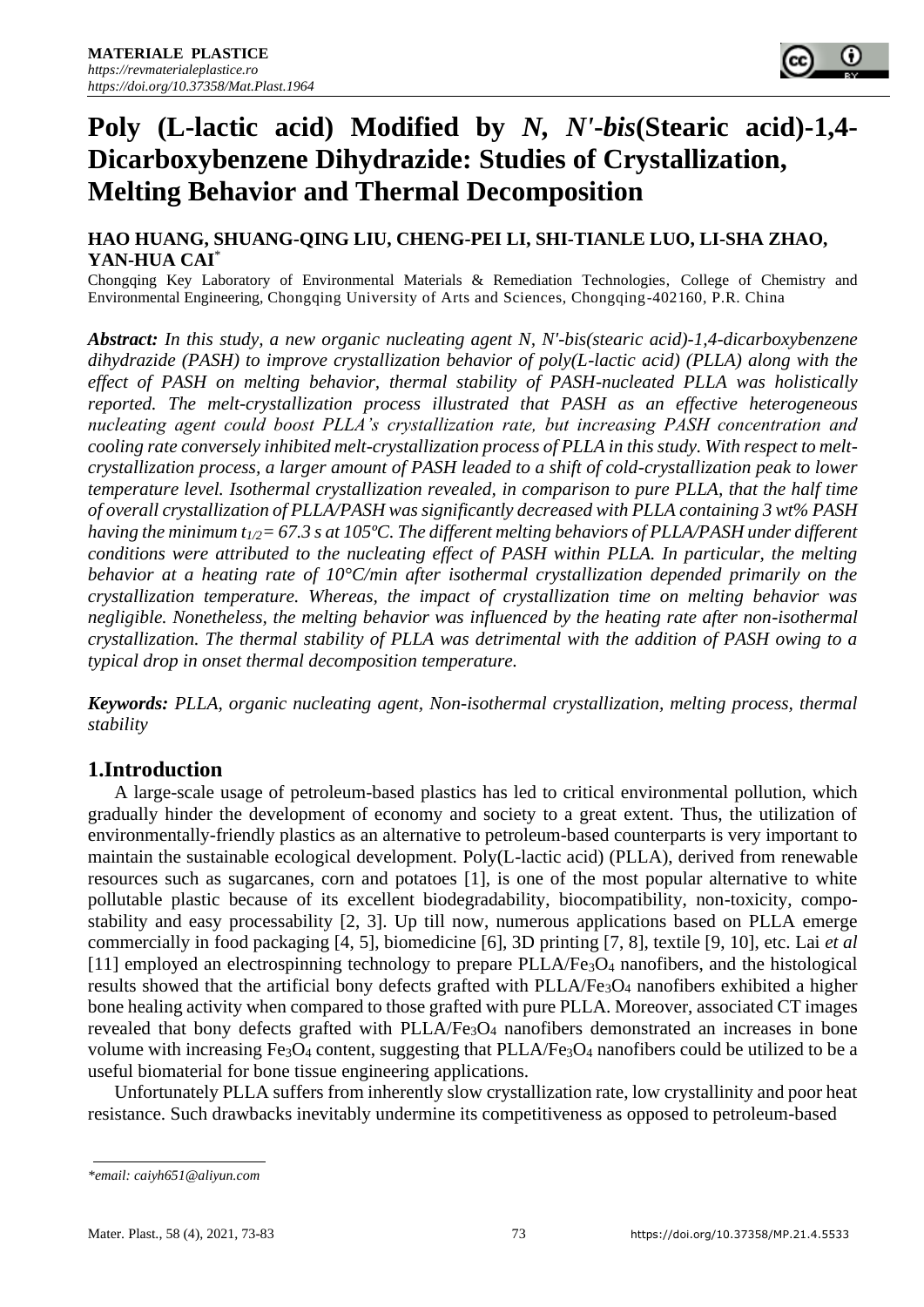# Poly (L-lactic acid) Modified by *N, N'-bis*(Stearic acid)-1,4-Dicarboxybenzene Dihydrazide: Studies of Crystallization, Melting Behavior and Thermal Decomposition

**HAO HUANG, SHUANG-QING LIU, CHENG-PEI LI, SHI-TIANLE LUO, LI-SHA ZHAO, YAN-HUA CAI***

Chongqing Key Laboratory of Environmental Materials & Remediation Technologies, College of Chemistry and Environmental Engineering, Chongqing University of Arts and Sciences, Chongqing-402160, P.R. China

***Abstract:*** *In this study, a new organic nucleating agent N, N'-bis(stearic acid)-1,4-dicarboxybenzene dihydrazide (PASH) to improve crystallization behavior of poly(L-lactic acid) (PLLA) along with the effect of PASH on melting behavior, thermal stability of PASH-nucleated PLLA was holistically reported. The melt-crystallization process illustrated that PASH as an effective heterogeneous nucleating agent could boost PLLA's crystallization rate, but increasing PASH concentration and cooling rate conversely inhibited melt-crystallization process of PLLA in this study. With respect to melt-crystallization process, a larger amount of PASH led to a shift of cold-crystallization peak to lower temperature level. Isothermal crystallization revealed, in comparison to pure PLLA, that the half time of overall crystallization of PLLA/PASH was significantly decreased with PLLA containing 3 wt% PASH having the minimum $t_{1/2}$ = 67.3 s at 105ºC. The different melting behaviors of PLLA/PASH under different conditions were attributed to the nucleating effect of PASH within PLLA. In particular, the melting behavior at a heating rate of 10°C/min after isothermal crystallization depended primarily on the crystallization temperature. Whereas, the impact of crystallization time on melting behavior was negligible. Nonetheless, the melting behavior was influenced by the heating rate after non-isothermal crystallization. The thermal stability of PLLA was detrimental with the addition of PASH owing to a typical drop in onset thermal decomposition temperature.*

***Keywords:*** *PLLA, organic nucleating agent, Non-isothermal crystallization, melting process, thermal stability*

## 1.Introduction

A large-scale usage of petroleum-based plastics has led to critical environmental pollution, which gradually hinder the development of economy and society to a great extent. Thus, the utilization of environmentally-friendly plastics as an alternative to petroleum-based counterparts is very important to maintain the sustainable ecological development. Poly(L-lactic acid) (PLLA), derived from renewable resources such as sugarcanes, corn and potatoes [1], is one of the most popular alternative to white pollutable plastic because of its excellent biodegradability, biocompatibility, non-toxicity, compo-stability and easy processability [2, 3]. Up till now, numerous applications based on PLLA emerge commercially in food packaging [4, 5], biomedicine [6], 3D printing [7, 8], textile [9, 10], etc. Lai *et al* [11] employed an electrospinning technology to prepare PLLA/$Fe_3O_4$ nanofibers, and the histological results showed that the artificial bony defects grafted with PLLA/$Fe_3O_4$ nanofibers exhibited a higher bone healing activity when compared to those grafted with pure PLLA. Moreover, associated CT images revealed that bony defects grafted with PLLA/$Fe_3O_4$ nanofibers demonstrated an increases in bone volume with increasing $Fe_3O_4$ content, suggesting that PLLA/$Fe_3O_4$ nanofibers could be utilized to be a useful biomaterial for bone tissue engineering applications.

Unfortunately PLLA suffers from inherently slow crystallization rate, low crystallinity and poor heat resistance. Such drawbacks inevitably undermine its competitiveness as opposed to petroleum-based

*email: caiyh651@aliyun.com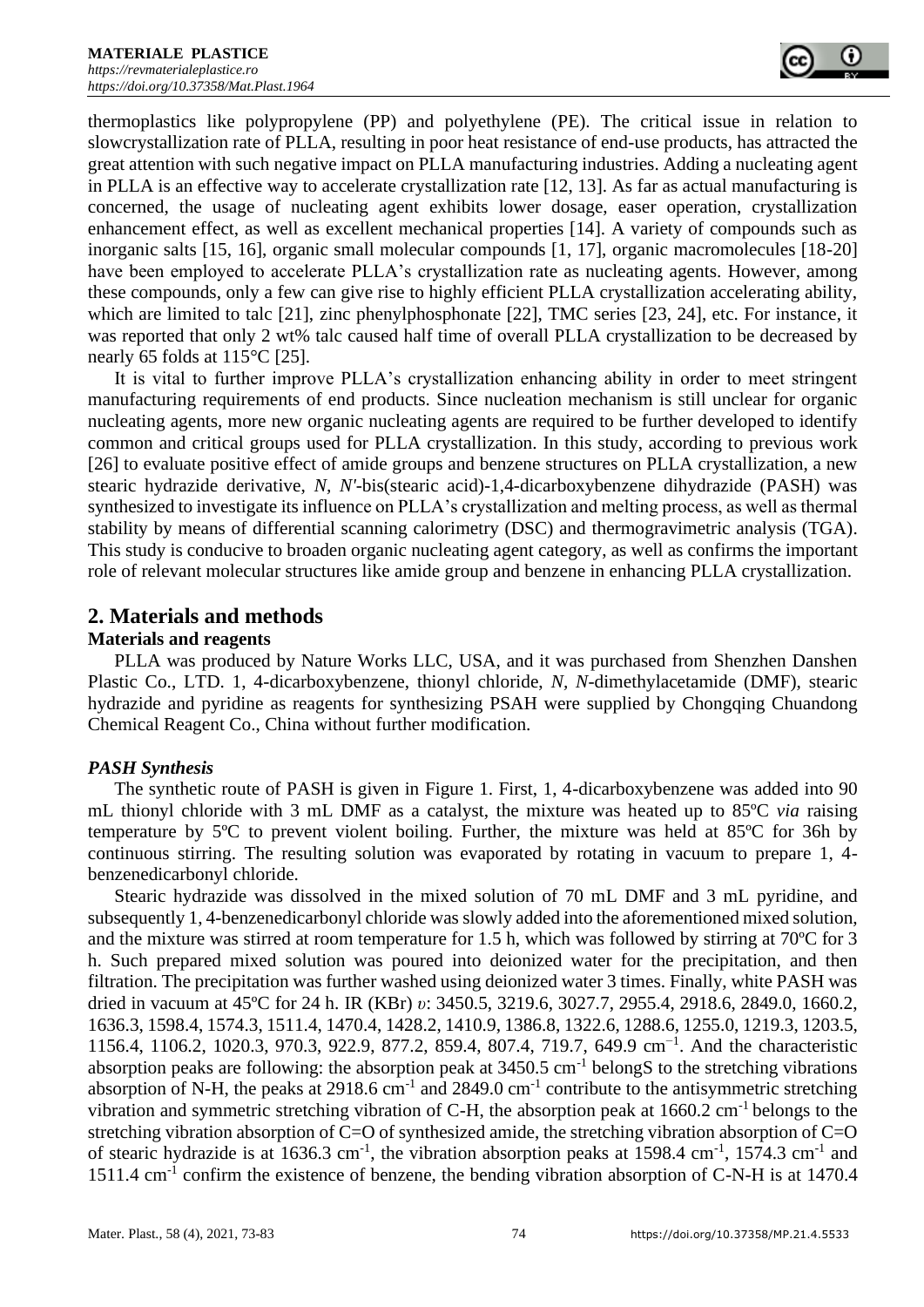thermoplastics like polypropylene (PP) and polyethylene (PE). The critical issue in relation to slowcrystallization rate of PLLA, resulting in poor heat resistance of end-use products, has attracted the great attention with such negative impact on PLLA manufacturing industries. Adding a nucleating agent in PLLA is an effective way to accelerate crystallization rate [12, 13]. As far as actual manufacturing is concerned, the usage of nucleating agent exhibits lower dosage, easer operation, crystallization enhancement effect, as well as excellent mechanical properties [14]. A variety of compounds such as inorganic salts [15, 16], organic small molecular compounds [1, 17], organic macromolecules [18-20] have been employed to accelerate PLLA's crystallization rate as nucleating agents. However, among these compounds, only a few can give rise to highly efficient PLLA crystallization accelerating ability, which are limited to talc [21], zinc phenylphosphonate [22], TMC series [23, 24], etc. For instance, it was reported that only 2 wt% talc caused half time of overall PLLA crystallization to be decreased by nearly 65 folds at 115°C [25].

It is vital to further improve PLLA's crystallization enhancing ability in order to meet stringent manufacturing requirements of end products. Since nucleation mechanism is still unclear for organic nucleating agents, more new organic nucleating agents are required to be further developed to identify common and critical groups used for PLLA crystallization. In this study, according to previous work [26] to evaluate positive effect of amide groups and benzene structures on PLLA crystallization, a new stearic hydrazide derivative, *N, N'*-bis(stearic acid)-1,4-dicarboxybenzene dihydrazide (PASH) was synthesized to investigate its influence on PLLA's crystallization and melting process, as well as thermal stability by means of differential scanning calorimetry (DSC) and thermogravimetric analysis (TGA). This study is conducive to broaden organic nucleating agent category, as well as confirms the important role of relevant molecular structures like amide group and benzene in enhancing PLLA crystallization.

## 2. Materials and methods

### Materials and reagents

PLLA was produced by Nature Works LLC, USA, and it was purchased from Shenzhen Danshen Plastic Co., LTD. 1, 4-dicarboxybenzene, thionyl chloride, *N, N*-dimethylacetamide (DMF), stearic hydrazide and pyridine as reagents for synthesizing PSAH were supplied by Chongqing Chuandong Chemical Reagent Co., China without further modification.

### *PASH Synthesis*

The synthetic route of PASH is given in Figure 1. First, 1, 4-dicarboxybenzene was added into 90 mL thionyl chloride with 3 mL DMF as a catalyst, the mixture was heated up to 85ºC *via* raising temperature by 5ºC to prevent violent boiling. Further, the mixture was held at 85ºC for 36h by continuous stirring. The resulting solution was evaporated by rotating in vacuum to prepare 1, 4-benzenedicarbonyl chloride.

Stearic hydrazide was dissolved in the mixed solution of 70 mL DMF and 3 mL pyridine, and subsequently 1, 4-benzenedicarbonyl chloride was slowly added into the aforementioned mixed solution, and the mixture was stirred at room temperature for 1.5 h, which was followed by stirring at 70ºC for 3 h. Such prepared mixed solution was poured into deionized water for the precipitation, and then filtration. The precipitation was further washed using deionized water 3 times. Finally, white PASH was dried in vacuum at 45ºC for 24 h. IR (KBr) $\upsilon$: 3450.5, 3219.6, 3027.7, 2955.4, 2918.6, 2849.0, 1660.2, 1636.3, 1598.4, 1574.3, 1511.4, 1470.4, 1428.2, 1410.9, 1386.8, 1322.6, 1288.6, 1255.0, 1219.3, 1203.5, 1156.4, 1106.2, 1020.3, 970.3, 922.9, 877.2, 859.4, 807.4, 719.7, 649.9 $cm^{-1}$. And the characteristic absorption peaks are following: the absorption peak at 3450.5 $cm^{-1}$ belongS to the stretching vibrations absorption of N-H, the peaks at 2918.6 $cm^{-1}$ and 2849.0 $cm^{-1}$ contribute to the antisymmetric stretching vibration and symmetric stretching vibration of C-H, the absorption peak at 1660.2 $cm^{-1}$ belongs to the stretching vibration absorption of C=O of synthesized amide, the stretching vibration absorption of C=O of stearic hydrazide is at 1636.3 $cm^{-1}$, the vibration absorption peaks at 1598.4 $cm^{-1}$, 1574.3 $cm^{-1}$ and 1511.4 $cm^{-1}$ confirm the existence of benzene, the bending vibration absorption of C-N-H is at 1470.4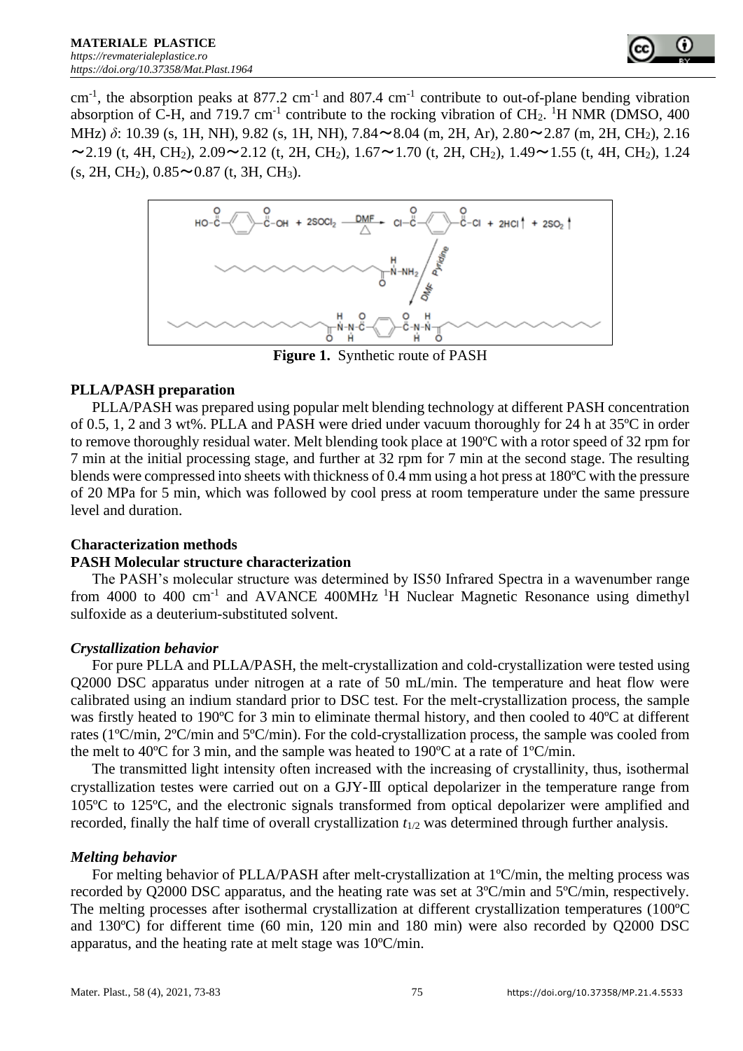$cm^{-1}$, the absorption peaks at 877.2 $cm^{-1}$ and 807.4 $cm^{-1}$ contribute to out-of-plane bending vibration absorption of C-H, and 719.7 $cm^{-1}$ contribute to the rocking vibration of $CH_2$. $^1H$ NMR (DMSO, 400 MHz) $\delta$: 10.39 (s, 1H, NH), 9.82 (s, 1H, NH), 7.84～8.04 (m, 2H, Ar), 2.80～2.87 (m, 2H, $CH_2$), 2.16～2.19 (t, 4H, $CH_2$), 2.09～2.12 (t, 2H, $CH_2$), 1.67～1.70 (t, 2H, $CH_2$), 1.49～1.55 (t, 4H, $CH_2$), 1.24 (s, 2H, $CH_2$), 0.85～0.87 (t, 3H, $CH_3$).

**Figure 1.** Synthetic route of PASH

**PLLA/PASH preparation**

PLLA/PASH was prepared using popular melt blending technology at different PASH concentration of 0.5, 1, 2 and 3 wt%. PLLA and PASH were dried under vacuum thoroughly for 24 h at 35ºC in order to remove thoroughly residual water. Melt blending took place at 190ºC with a rotor speed of 32 rpm for 7 min at the initial processing stage, and further at 32 rpm for 7 min at the second stage. The resulting blends were compressed into sheets with thickness of 0.4 mm using a hot press at 180ºC with the pressure of 20 MPa for 5 min, which was followed by cool press at room temperature under the same pressure level and duration.

**Characterization methods**

**PASH Molecular structure characterization**

The PASH's molecular structure was determined by IS50 Infrared Spectra in a wavenumber range from 4000 to 400 $cm^{-1}$ and AVANCE 400MHz $^1H$ Nuclear Magnetic Resonance using dimethyl sulfoxide as a deuterium-substituted solvent.

***Crystallization behavior***

For pure PLLA and PLLA/PASH, the melt-crystallization and cold-crystallization were tested using Q2000 DSC apparatus under nitrogen at a rate of 50 mL/min. The temperature and heat flow were calibrated using an indium standard prior to DSC test. For the melt-crystallization process, the sample was firstly heated to 190ºC for 3 min to eliminate thermal history, and then cooled to 40ºC at different rates (1ºC/min, 2ºC/min and 5ºC/min). For the cold-crystallization process, the sample was cooled from the melt to 40ºC for 3 min, and the sample was heated to 190ºC at a rate of 1ºC/min.

The transmitted light intensity often increased with the increasing of crystallinity, thus, isothermal crystallization testes were carried out on a GJY-Ⅲ optical depolarizer in the temperature range from 105ºC to 125ºC, and the electronic signals transformed from optical depolarizer were amplified and recorded, finally the half time of overall crystallization $t_{1/2}$ was determined through further analysis.

***Melting behavior***

For melting behavior of PLLA/PASH after melt-crystallization at 1ºC/min, the melting process was recorded by Q2000 DSC apparatus, and the heating rate was set at 3ºC/min and 5ºC/min, respectively. The melting processes after isothermal crystallization at different crystallization temperatures (100ºC and 130ºC) for different time (60 min, 120 min and 180 min) were also recorded by Q2000 DSC apparatus, and the heating rate at melt stage was 10ºC/min.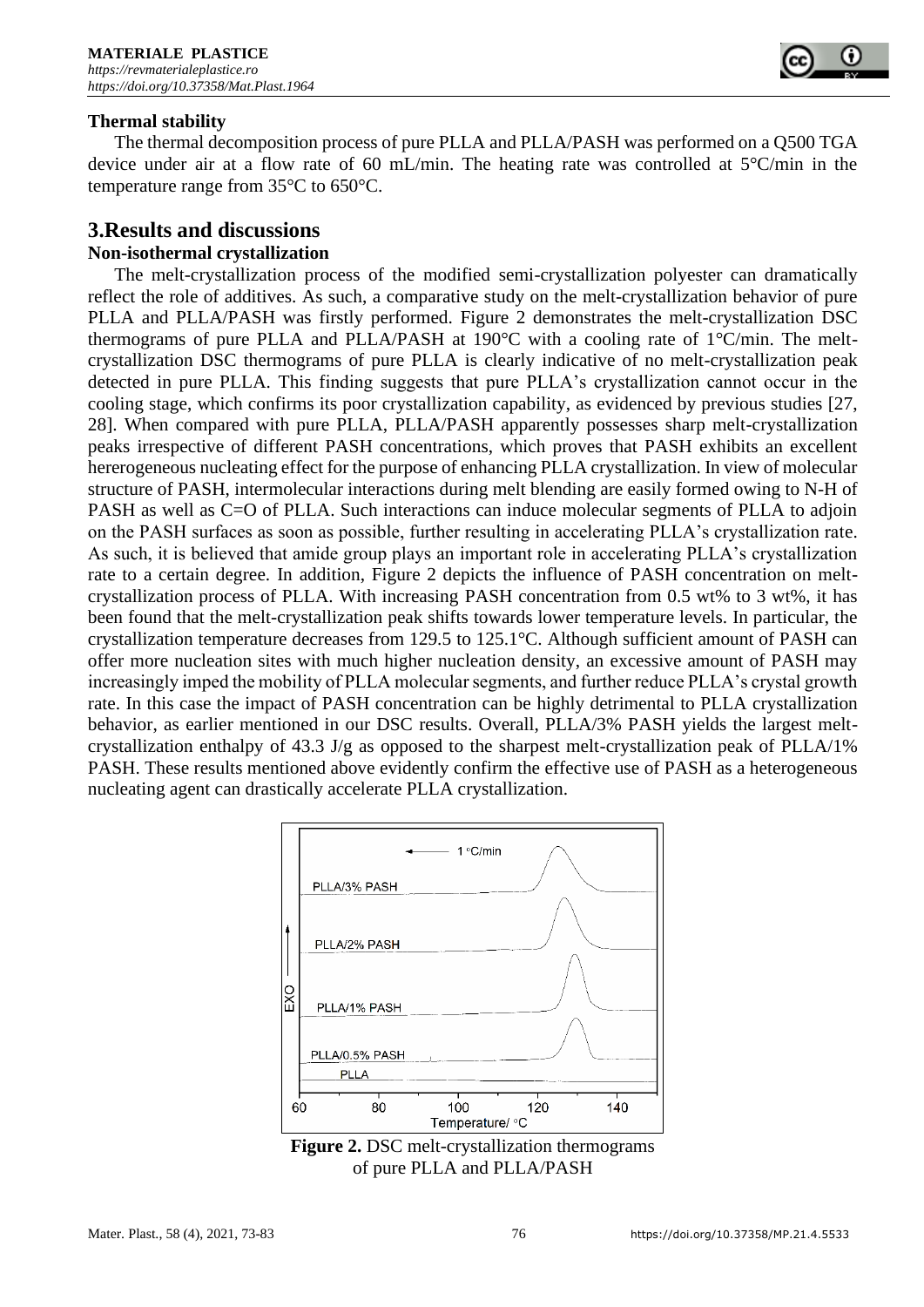### Thermal stability

The thermal decomposition process of pure PLLA and PLLA/PASH was performed on a Q500 TGA device under air at a flow rate of 60 mL/min. The heating rate was controlled at 5°C/min in the temperature range from 35°C to 650°C.

## 3.Results and discussions

### Non-isothermal crystallization

The melt-crystallization process of the modified semi-crystallization polyester can dramatically reflect the role of additives. As such, a comparative study on the melt-crystallization behavior of pure PLLA and PLLA/PASH was firstly performed. Figure 2 demonstrates the melt-crystallization DSC thermograms of pure PLLA and PLLA/PASH at 190°C with a cooling rate of 1°C/min. The melt-crystallization DSC thermograms of pure PLLA is clearly indicative of no melt-crystallization peak detected in pure PLLA. This finding suggests that pure PLLA's crystallization cannot occur in the cooling stage, which confirms its poor crystallization capability, as evidenced by previous studies [27, 28]. When compared with pure PLLA, PLLA/PASH apparently possesses sharp melt-crystallization peaks irrespective of different PASH concentrations, which proves that PASH exhibits an excellent hererogeneous nucleating effect for the purpose of enhancing PLLA crystallization. In view of molecular structure of PASH, intermolecular interactions during melt blending are easily formed owing to N-H of PASH as well as C=O of PLLA. Such interactions can induce molecular segments of PLLA to adjoin on the PASH surfaces as soon as possible, further resulting in accelerating PLLA's crystallization rate. As such, it is believed that amide group plays an important role in accelerating PLLA's crystallization rate to a certain degree. In addition, Figure 2 depicts the influence of PASH concentration on melt-crystallization process of PLLA. With increasing PASH concentration from 0.5 wt% to 3 wt%, it has been found that the melt-crystallization peak shifts towards lower temperature levels. In particular, the crystallization temperature decreases from 129.5 to 125.1°C. Although sufficient amount of PASH can offer more nucleation sites with much higher nucleation density, an excessive amount of PASH may increasingly imped the mobility of PLLA molecular segments, and further reduce PLLA's crystal growth rate. In this case the impact of PASH concentration can be highly detrimental to PLLA crystallization behavior, as earlier mentioned in our DSC results. Overall, PLLA/3% PASH yields the largest melt-crystallization enthalpy of 43.3 J/g as opposed to the sharpest melt-crystallization peak of PLLA/1% PASH. These results mentioned above evidently confirm the effective use of PASH as a heterogeneous nucleating agent can drastically accelerate PLLA crystallization.

**Figure 2.** DSC melt-crystallization thermograms of pure PLLA and PLLA/PASH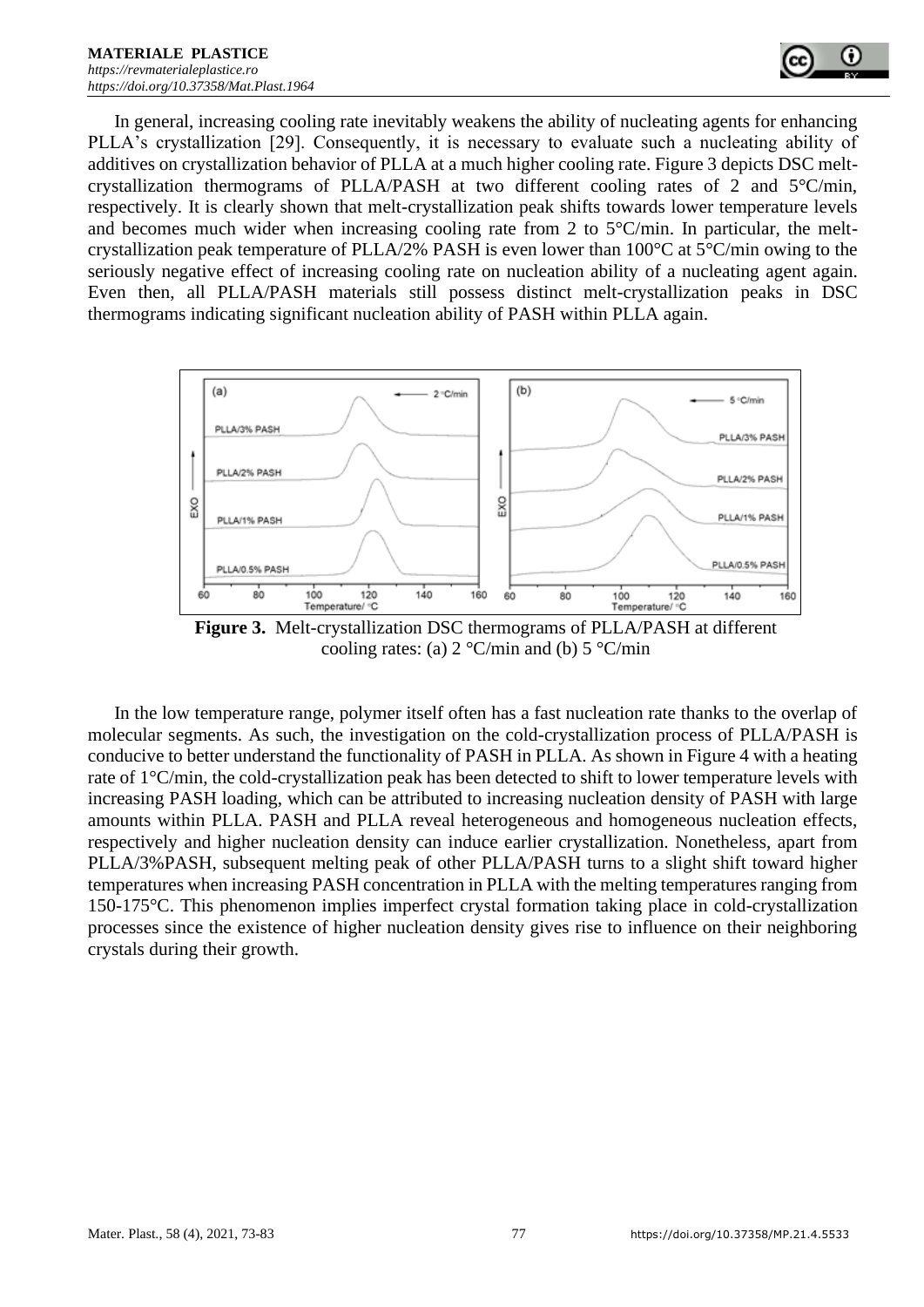In general, increasing cooling rate inevitably weakens the ability of nucleating agents for enhancing PLLA's crystallization [29]. Consequently, it is necessary to evaluate such a nucleating ability of additives on crystallization behavior of PLLA at a much higher cooling rate. Figure 3 depicts DSC melt-crystallization thermograms of PLLA/PASH at two different cooling rates of 2 and 5°C/min, respectively. It is clearly shown that melt-crystallization peak shifts towards lower temperature levels and becomes much wider when increasing cooling rate from 2 to 5°C/min. In particular, the melt-crystallization peak temperature of PLLA/2% PASH is even lower than 100°C at 5°C/min owing to the seriously negative effect of increasing cooling rate on nucleation ability of a nucleating agent again. Even then, all PLLA/PASH materials still possess distinct melt-crystallization peaks in DSC thermograms indicating significant nucleation ability of PASH within PLLA again.

**Figure 3.** Melt-crystallization DSC thermograms of PLLA/PASH at different cooling rates: (a) 2 °C/min and (b) 5 °C/min

In the low temperature range, polymer itself often has a fast nucleation rate thanks to the overlap of molecular segments. As such, the investigation on the cold-crystallization process of PLLA/PASH is conducive to better understand the functionality of PASH in PLLA. As shown in Figure 4 with a heating rate of 1°C/min, the cold-crystallization peak has been detected to shift to lower temperature levels with increasing PASH loading, which can be attributed to increasing nucleation density of PASH with large amounts within PLLA. PASH and PLLA reveal heterogeneous and homogeneous nucleation effects, respectively and higher nucleation density can induce earlier crystallization. Nonetheless, apart from PLLA/3%PASH, subsequent melting peak of other PLLA/PASH turns to a slight shift toward higher temperatures when increasing PASH concentration in PLLA with the melting temperatures ranging from 150-175°C. This phenomenon implies imperfect crystal formation taking place in cold-crystallization processes since the existence of higher nucleation density gives rise to influence on their neighboring crystals during their growth.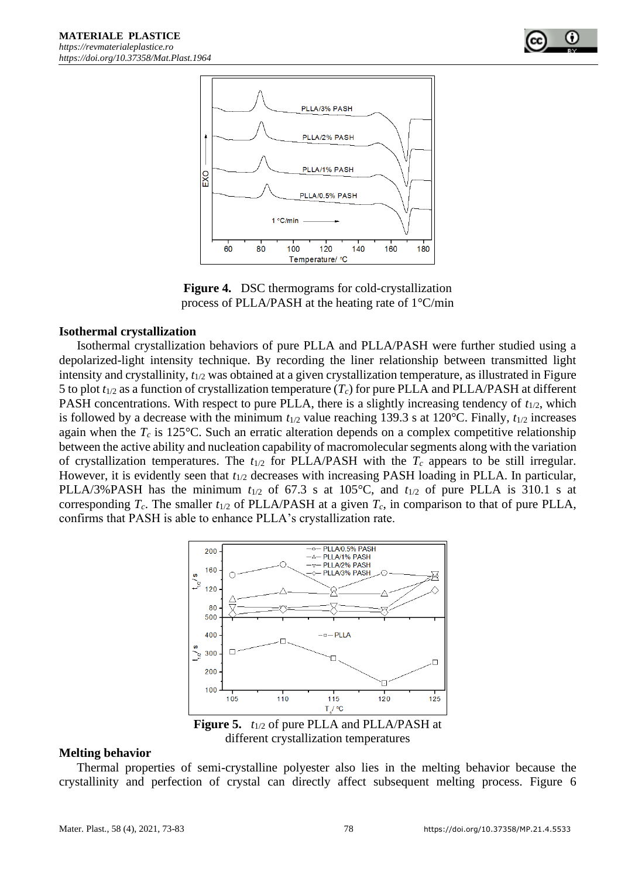**Figure 4.** DSC thermograms for cold-crystallization process of PLLA/PASH at the heating rate of 1°C/min

**Isothermal crystallization**

Isothermal crystallization behaviors of pure PLLA and PLLA/PASH were further studied using a depolarized-light intensity technique. By recording the liner relationship between transmitted light intensity and crystallinity, $t_{1/2}$ was obtained at a given crystallization temperature, as illustrated in Figure 5 to plot $t_{1/2}$ as a function of crystallization temperature ($T_c$) for pure PLLA and PLLA/PASH at different PASH concentrations. With respect to pure PLLA, there is a slightly increasing tendency of $t_{1/2}$, which is followed by a decrease with the minimum $t_{1/2}$ value reaching 139.3 s at 120°C. Finally, $t_{1/2}$ increases again when the $T_c$ is 125°C. Such an erratic alteration depends on a complex competitive relationship between the active ability and nucleation capability of macromolecular segments along with the variation of crystallization temperatures. The $t_{1/2}$ for PLLA/PASH with the $T_c$ appears to be still irregular. However, it is evidently seen that $t_{1/2}$ decreases with increasing PASH loading in PLLA. In particular, PLLA/3%PASH has the minimum $t_{1/2}$ of 67.3 s at 105°C, and $t_{1/2}$ of pure PLLA is 310.1 s at corresponding $T_c$. The smaller $t_{1/2}$ of PLLA/PASH at a given $T_c$, in comparison to that of pure PLLA, confirms that PASH is able to enhance PLLA's crystallization rate.

**Figure 5.** $t_{1/2}$ of pure PLLA and PLLA/PASH at different crystallization temperatures

**Melting behavior**

Thermal properties of semi-crystalline polyester also lies in the melting behavior because the crystallinity and perfection of crystal can directly affect subsequent melting process. Figure 6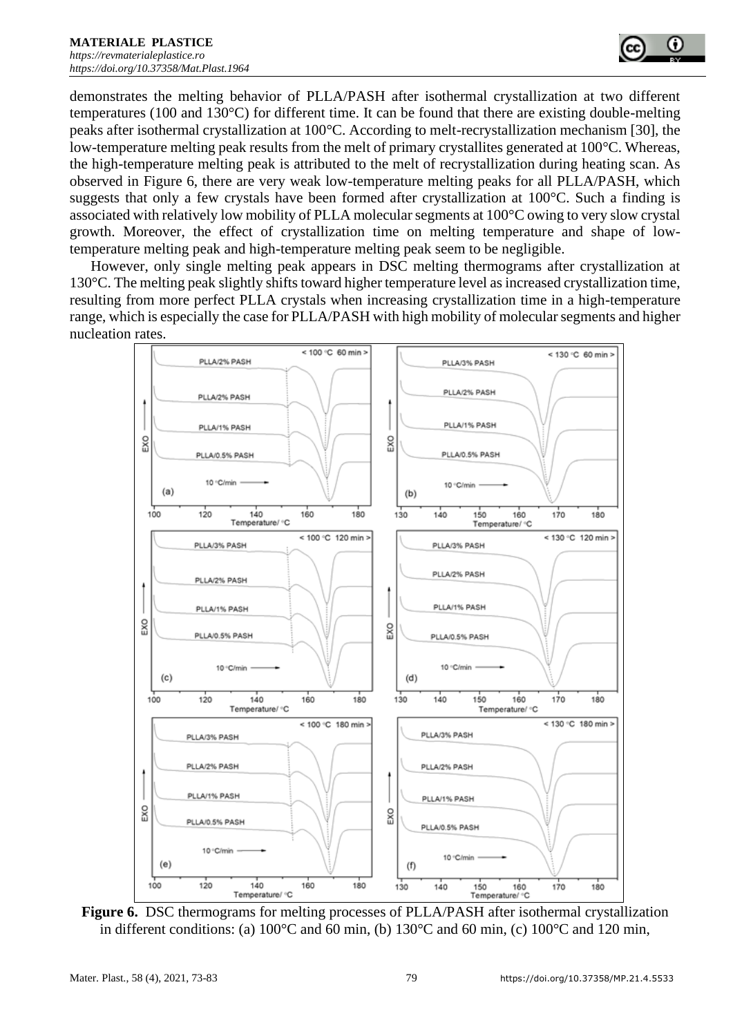demonstrates the melting behavior of PLLA/PASH after isothermal crystallization at two different temperatures (100 and 130°C) for different time. It can be found that there are existing double-melting peaks after isothermal crystallization at 100°C. According to melt-recrystallization mechanism [30], the low-temperature melting peak results from the melt of primary crystallites generated at 100°C. Whereas, the high-temperature melting peak is attributed to the melt of recrystallization during heating scan. As observed in Figure 6, there are very weak low-temperature melting peaks for all PLLA/PASH, which suggests that only a few crystals have been formed after crystallization at 100°C. Such a finding is associated with relatively low mobility of PLLA molecular segments at 100°C owing to very slow crystal growth. Moreover, the effect of crystallization time on melting temperature and shape of low-temperature melting peak and high-temperature melting peak seem to be negligible.

However, only single melting peak appears in DSC melting thermograms after crystallization at 130°C. The melting peak slightly shifts toward higher temperature level as increased crystallization time, resulting from more perfect PLLA crystals when increasing crystallization time in a high-temperature range, which is especially the case for PLLA/PASH with high mobility of molecular segments and higher nucleation rates.

**Figure 6.** DSC thermograms for melting processes of PLLA/PASH after isothermal crystallization in different conditions: (a) 100°C and 60 min, (b) 130°C and 60 min, (c) 100°C and 120 min,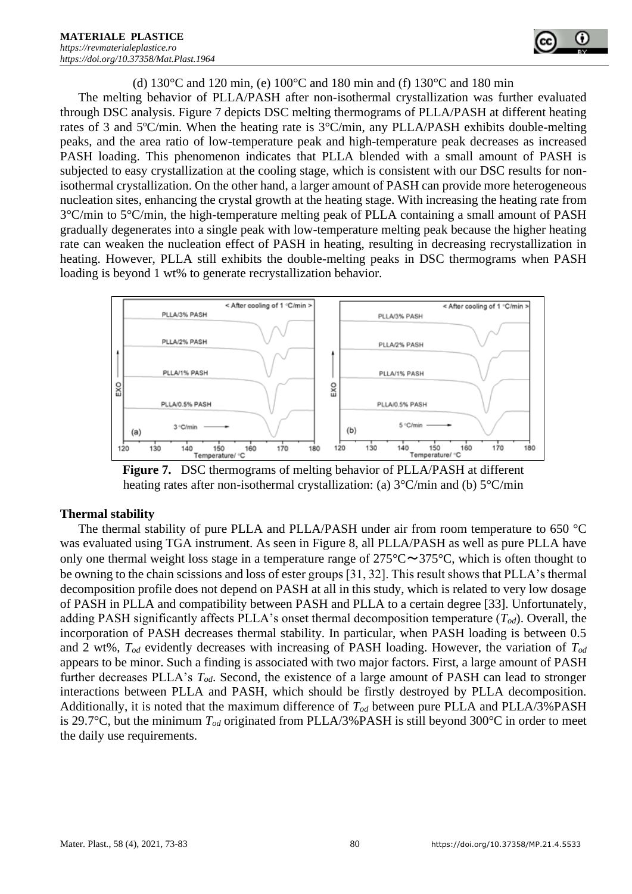(d) 130°C and 120 min, (e) 100°C and 180 min and (f) 130°C and 180 min

The melting behavior of PLLA/PASH after non-isothermal crystallization was further evaluated through DSC analysis. Figure 7 depicts DSC melting thermograms of PLLA/PASH at different heating rates of 3 and 5ºC/min. When the heating rate is 3°C/min, any PLLA/PASH exhibits double-melting peaks, and the area ratio of low-temperature peak and high-temperature peak decreases as increased PASH loading. This phenomenon indicates that PLLA blended with a small amount of PASH is subjected to easy crystallization at the cooling stage, which is consistent with our DSC results for non-isothermal crystallization. On the other hand, a larger amount of PASH can provide more heterogeneous nucleation sites, enhancing the crystal growth at the heating stage. With increasing the heating rate from 3°C/min to 5°C/min, the high-temperature melting peak of PLLA containing a small amount of PASH gradually degenerates into a single peak with low-temperature melting peak because the higher heating rate can weaken the nucleation effect of PASH in heating, resulting in decreasing recrystallization in heating. However, PLLA still exhibits the double-melting peaks in DSC thermograms when PASH loading is beyond 1 wt% to generate recrystallization behavior.

**Figure 7.** DSC thermograms of melting behavior of PLLA/PASH at different heating rates after non-isothermal crystallization: (a) 3°C/min and (b) 5°C/min

### Thermal stability

The thermal stability of pure PLLA and PLLA/PASH under air from room temperature to 650 °C was evaluated using TGA instrument. As seen in Figure 8, all PLLA/PASH as well as pure PLLA have only one thermal weight loss stage in a temperature range of 275°C～375°C, which is often thought to be owning to the chain scissions and loss of ester groups [31, 32]. This result shows that PLLA's thermal decomposition profile does not depend on PASH at all in this study, which is related to very low dosage of PASH in PLLA and compatibility between PASH and PLLA to a certain degree [33]. Unfortunately, adding PASH significantly affects PLLA's onset thermal decomposition temperature ($T_{od}$). Overall, the incorporation of PASH decreases thermal stability. In particular, when PASH loading is between 0.5 and 2 wt%, $T_{od}$ evidently decreases with increasing of PASH loading. However, the variation of $T_{od}$ appears to be minor. Such a finding is associated with two major factors. First, a large amount of PASH further decreases PLLA's $T_{od}$. Second, the existence of a large amount of PASH can lead to stronger interactions between PLLA and PASH, which should be firstly destroyed by PLLA decomposition. Additionally, it is noted that the maximum difference of $T_{od}$ between pure PLLA and PLLA/3%PASH is 29.7°C, but the minimum $T_{od}$ originated from PLLA/3%PASH is still beyond 300°C in order to meet the daily use requirements.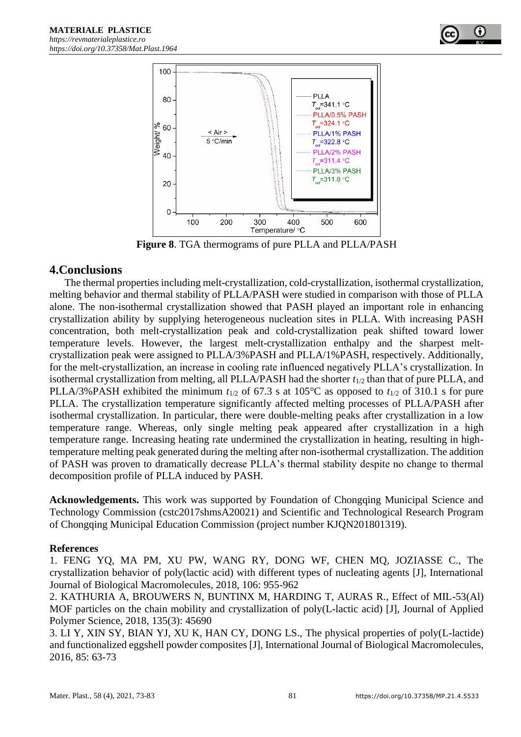**Figure 8**. TGA thermograms of pure PLLA and PLLA/PASH

## 4.Conclusions

The thermal properties including melt-crystallization, cold-crystallization, isothermal crystallization, melting behavior and thermal stability of PLLA/PASH were studied in comparison with those of PLLA alone. The non-isothermal crystallization showed that PASH played an important role in enhancing crystallization ability by supplying heterogeneous nucleation sites in PLLA. With increasing PASH concentration, both melt-crystallization peak and cold-crystallization peak shifted toward lower temperature levels. However, the largest melt-crystallization enthalpy and the sharpest melt-crystallization peak were assigned to PLLA/3%PASH and PLLA/1%PASH, respectively. Additionally, for the melt-crystallization, an increase in cooling rate influenced negatively PLLA's crystallization. In isothermal crystallization from melting, all PLLA/PASH had the shorter $t_{1/2}$ than that of pure PLLA, and PLLA/3%PASH exhibited the minimum $t_{1/2}$ of 67.3 s at 105°C as opposed to $t_{1/2}$ of 310.1 s for pure PLLA. The crystallization temperature significantly affected melting processes of PLLA/PASH after isothermal crystallization. In particular, there were double-melting peaks after crystallization in a low temperature range. Whereas, only single melting peak appeared after crystallization in a high temperature range. Increasing heating rate undermined the crystallization in heating, resulting in high-temperature melting peak generated during the melting after non-isothermal crystallization. The addition of PASH was proven to dramatically decrease PLLA's thermal stability despite no change to thermal decomposition profile of PLLA induced by PASH.

**Acknowledgements.** This work was supported by Foundation of Chongqing Municipal Science and Technology Commission (cstc2017shmsA20021) and Scientific and Technological Research Program of Chongqing Municipal Education Commission (project number KJQN201801319).

**References**

1. FENG YQ, MA PM, XU PW, WANG RY, DONG WF, CHEN MQ, JOZIASSE C., The crystallization behavior of poly(lactic acid) with different types of nucleating agents [J], International Journal of Biological Macromolecules, 2018, 106: 955-962
2. KATHURIA A, BROUWERS N, BUNTINX M, HARDING T, AURAS R., Effect of MIL-53(Al) MOF particles on the chain mobility and crystallization of poly(L-lactic acid) [J], Journal of Applied Polymer Science, 2018, 135(3): 45690
3. LI Y, XIN SY, BIAN YJ, XU K, HAN CY, DONG LS., The physical properties of poly(L-lactide) and functionalized eggshell powder composites [J], International Journal of Biological Macromolecules, 2016, 85: 63-73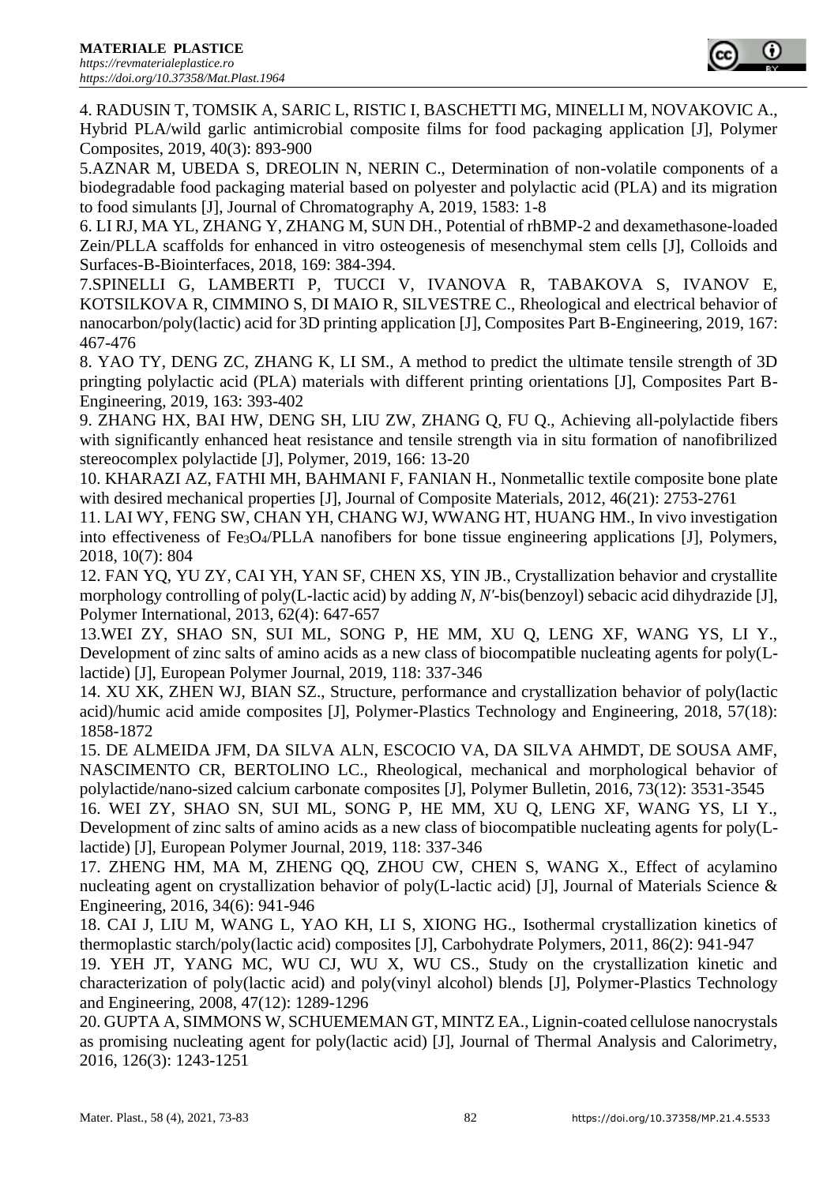4. RADUSIN T, TOMSIK A, SARIC L, RISTIC I, BASCHETTI MG, MINELLI M, NOVAKOVIC A., Hybrid PLA/wild garlic antimicrobial composite films for food packaging application [J], Polymer Composites, 2019, 40(3): 893-900

5.AZNAR M, UBEDA S, DREOLIN N, NERIN C., Determination of non-volatile components of a biodegradable food packaging material based on polyester and polylactic acid (PLA) and its migration to food simulants [J], Journal of Chromatography A, 2019, 1583: 1-8

6. LI RJ, MA YL, ZHANG Y, ZHANG M, SUN DH., Potential of rhBMP-2 and dexamethasone-loaded Zein/PLLA scaffolds for enhanced in vitro osteogenesis of mesenchymal stem cells [J], Colloids and Surfaces-B-Biointerfaces, 2018, 169: 384-394.

7.SPINELLI G, LAMBERTI P, TUCCI V, IVANOVA R, TABAKOVA S, IVANOV E, KOTSILKOVA R, CIMMINO S, DI MAIO R, SILVESTRE C., Rheological and electrical behavior of nanocarbon/poly(lactic) acid for 3D printing application [J], Composites Part B-Engineering, 2019, 167: 467-476

8. YAO TY, DENG ZC, ZHANG K, LI SM., A method to predict the ultimate tensile strength of 3D pringting polylactic acid (PLA) materials with different printing orientations [J], Composites Part B-Engineering, 2019, 163: 393-402

9. ZHANG HX, BAI HW, DENG SH, LIU ZW, ZHANG Q, FU Q., Achieving all-polylactide fibers with significantly enhanced heat resistance and tensile strength via in situ formation of nanofibrilized stereocomplex polylactide [J], Polymer, 2019, 166: 13-20

10. KHARAZI AZ, FATHI MH, BAHMANI F, FANIAN H., Nonmetallic textile composite bone plate with desired mechanical properties [J], Journal of Composite Materials, 2012, 46(21): 2753-2761

11. LAI WY, FENG SW, CHAN YH, CHANG WJ, WWANG HT, HUANG HM., In vivo investigation into effectiveness of $Fe_3O_4$/PLLA nanofibers for bone tissue engineering applications [J], Polymers, 2018, 10(7): 804

12. FAN YQ, YU ZY, CAI YH, YAN SF, CHEN XS, YIN JB., Crystallization behavior and crystallite morphology controlling of poly(L-lactic acid) by adding *N*, *N′*-bis(benzoyl) sebacic acid dihydrazide [J], Polymer International, 2013, 62(4): 647-657

13.WEI ZY, SHAO SN, SUI ML, SONG P, HE MM, XU Q, LENG XF, WANG YS, LI Y., Development of zinc salts of amino acids as a new class of biocompatible nucleating agents for poly(L-lactide) [J], European Polymer Journal, 2019, 118: 337-346

14. XU XK, ZHEN WJ, BIAN SZ., Structure, performance and crystallization behavior of poly(lactic acid)/humic acid amide composites [J], Polymer-Plastics Technology and Engineering, 2018, 57(18): 1858-1872

15. DE ALMEIDA JFM, DA SILVA ALN, ESCOCIO VA, DA SILVA AHMDT, DE SOUSA AMF, NASCIMENTO CR, BERTOLINO LC., Rheological, mechanical and morphological behavior of polylactide/nano-sized calcium carbonate composites [J], Polymer Bulletin, 2016, 73(12): 3531-3545

16. WEI ZY, SHAO SN, SUI ML, SONG P, HE MM, XU Q, LENG XF, WANG YS, LI Y., Development of zinc salts of amino acids as a new class of biocompatible nucleating agents for poly(L-lactide) [J], European Polymer Journal, 2019, 118: 337-346

17. ZHENG HM, MA M, ZHENG QQ, ZHOU CW, CHEN S, WANG X., Effect of acylamino nucleating agent on crystallization behavior of poly(L-lactic acid) [J], Journal of Materials Science & Engineering, 2016, 34(6): 941-946

18. CAI J, LIU M, WANG L, YAO KH, LI S, XIONG HG., Isothermal crystallization kinetics of thermoplastic starch/poly(lactic acid) composites [J], Carbohydrate Polymers, 2011, 86(2): 941-947

19. YEH JT, YANG MC, WU CJ, WU X, WU CS., Study on the crystallization kinetic and characterization of poly(lactic acid) and poly(vinyl alcohol) blends [J], Polymer-Plastics Technology and Engineering, 2008, 47(12): 1289-1296

20. GUPTA A, SIMMONS W, SCHUEMEMAN GT, MINTZ EA., Lignin-coated cellulose nanocrystals as promising nucleating agent for poly(lactic acid) [J], Journal of Thermal Analysis and Calorimetry, 2016, 126(3): 1243-1251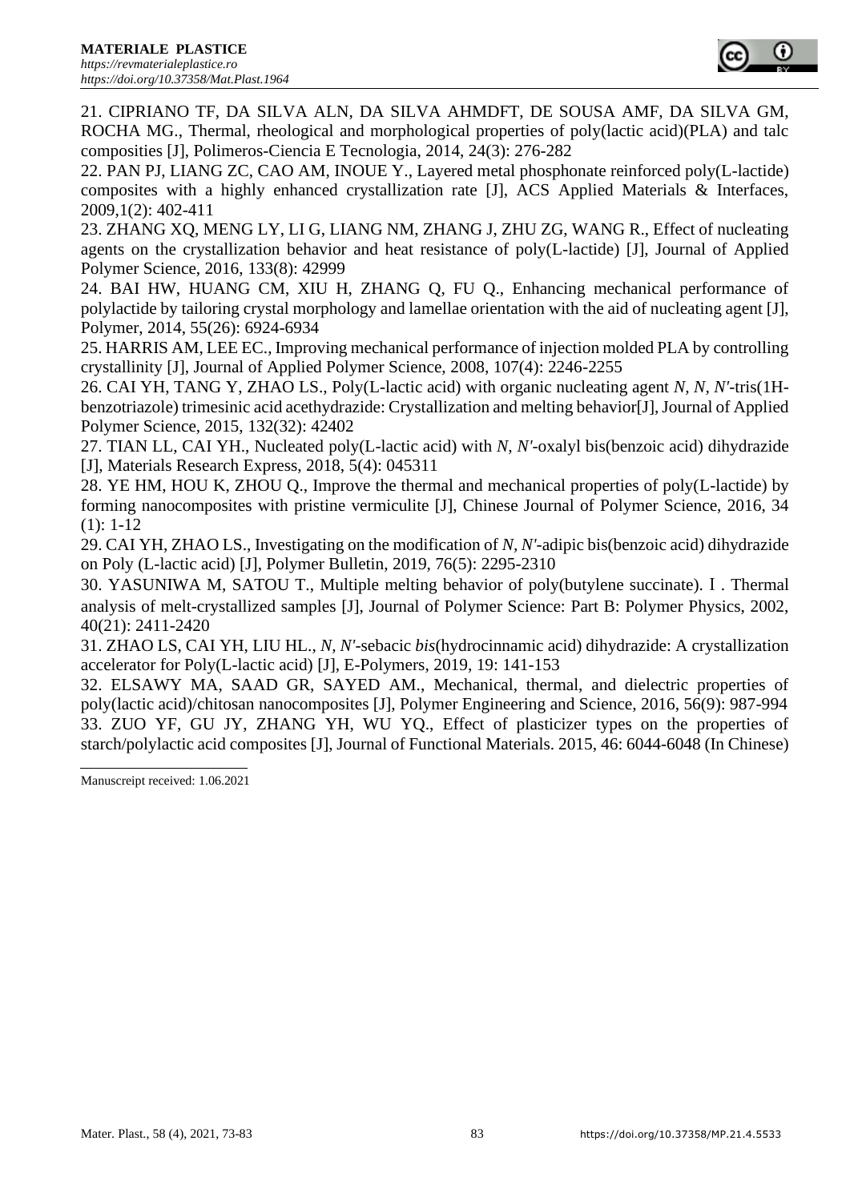21. CIPRIANO TF, DA SILVA ALN, DA SILVA AHMDFT, DE SOUSA AMF, DA SILVA GM, ROCHA MG., Thermal, rheological and morphological properties of poly(lactic acid)(PLA) and talc composities [J], Polimeros-Ciencia E Tecnologia, 2014, 24(3): 276-282

22. PAN PJ, LIANG ZC, CAO AM, INOUE Y., Layered metal phosphonate reinforced poly(L-lactide) composites with a highly enhanced crystallization rate [J], ACS Applied Materials & Interfaces, 2009,1(2): 402-411

23. ZHANG XQ, MENG LY, LI G, LIANG NM, ZHANG J, ZHU ZG, WANG R., Effect of nucleating agents on the crystallization behavior and heat resistance of poly(L-lactide) [J], Journal of Applied Polymer Science, 2016, 133(8): 42999

24. BAI HW, HUANG CM, XIU H, ZHANG Q, FU Q., Enhancing mechanical performance of polylactide by tailoring crystal morphology and lamellae orientation with the aid of nucleating agent [J], Polymer, 2014, 55(26): 6924-6934

25. HARRIS AM, LEE EC., Improving mechanical performance of injection molded PLA by controlling crystallinity [J], Journal of Applied Polymer Science, 2008, 107(4): 2246-2255

26. CAI YH, TANG Y, ZHAO LS., Poly(L-lactic acid) with organic nucleating agent *N*, *N*, *N'*-tris(1H-benzotriazole) trimesinic acid acethydrazide: Crystallization and melting behavior[J], Journal of Applied Polymer Science, 2015, 132(32): 42402

27. TIAN LL, CAI YH., Nucleated poly(L-lactic acid) with *N*, *N'*-oxalyl bis(benzoic acid) dihydrazide [J], Materials Research Express, 2018, 5(4): 045311

28. YE HM, HOU K, ZHOU Q., Improve the thermal and mechanical properties of poly(L-lactide) by forming nanocomposites with pristine vermiculite [J], Chinese Journal of Polymer Science, 2016, 34 (1): 1-12

29. CAI YH, ZHAO LS., Investigating on the modification of *N*, *N'*-adipic bis(benzoic acid) dihydrazide on Poly (L-lactic acid) [J], Polymer Bulletin, 2019, 76(5): 2295-2310

30. YASUNIWA M, SATOU T., Multiple melting behavior of poly(butylene succinate). I . Thermal analysis of melt-crystallized samples [J], Journal of Polymer Science: Part B: Polymer Physics, 2002, 40(21): 2411-2420

31. ZHAO LS, CAI YH, LIU HL., *N*, *N'*-sebacic *bis*(hydrocinnamic acid) dihydrazide: A crystallization accelerator for Poly(L-lactic acid) [J], E-Polymers, 2019, 19: 141-153

32. ELSAWY MA, SAAD GR, SAYED AM., Mechanical, thermal, and dielectric properties of poly(lactic acid)/chitosan nanocomposites [J], Polymer Engineering and Science, 2016, 56(9): 987-994

33. ZUO YF, GU JY, ZHANG YH, WU YQ., Effect of plasticizer types on the properties of starch/polylactic acid composites [J], Journal of Functional Materials. 2015, 46: 6044-6048 (In Chinese)

Manuscreipt received: 1.06.2021